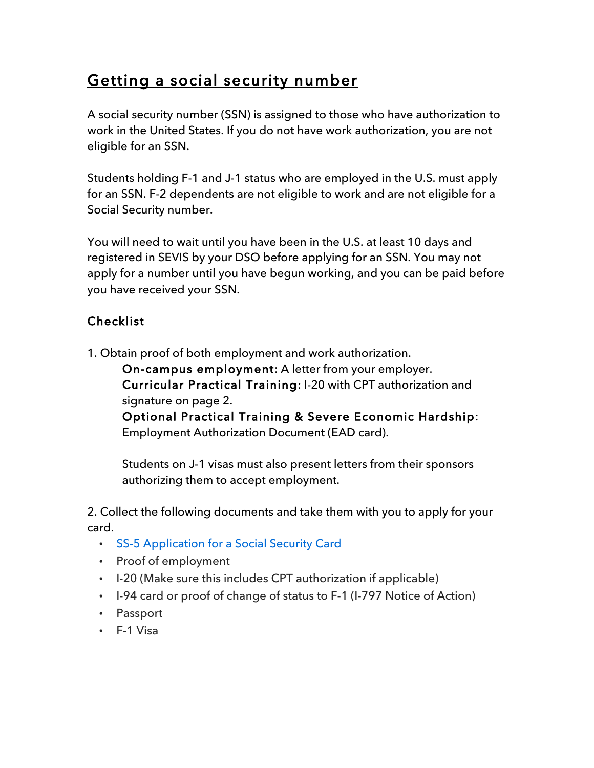# Getting a social security number

A social security number (SSN) is assigned to those who have authorization to work in the United States. If you do not have work authorization, you are not eligible for an SSN.

Students holding F-1 and J-1 status who are employed in the U.S. must apply for an SSN. F-2 dependents are not eligible to work and are not eligible for a Social Security number.

You will need to wait until you have been in the U.S. at least 10 days and registered in SEVIS by your DSO before applying for an SSN. You may not apply for a number until you have begun working, and you can be paid before you have received your SSN.

## Checklist

1. Obtain proof of both employment and work authorization.

   **On-campus employment**: A letter from your employer.
   **Curricular Practical Training**: I-20 with CPT authorization and signature on page 2.
   **Optional Practical Training & Severe Economic Hardship**: Employment Authorization Document (EAD card).

   Students on J-1 visas must also present letters from their sponsors authorizing them to accept employment.

2. Collect the following documents and take them with you to apply for your card.

   - SS-5 Application for a Social Security Card
   - Proof of employment
   - I-20 (Make sure this includes CPT authorization if applicable)
   - I-94 card or proof of change of status to F-1 (I-797 Notice of Action)
   - Passport
   - F-1 Visa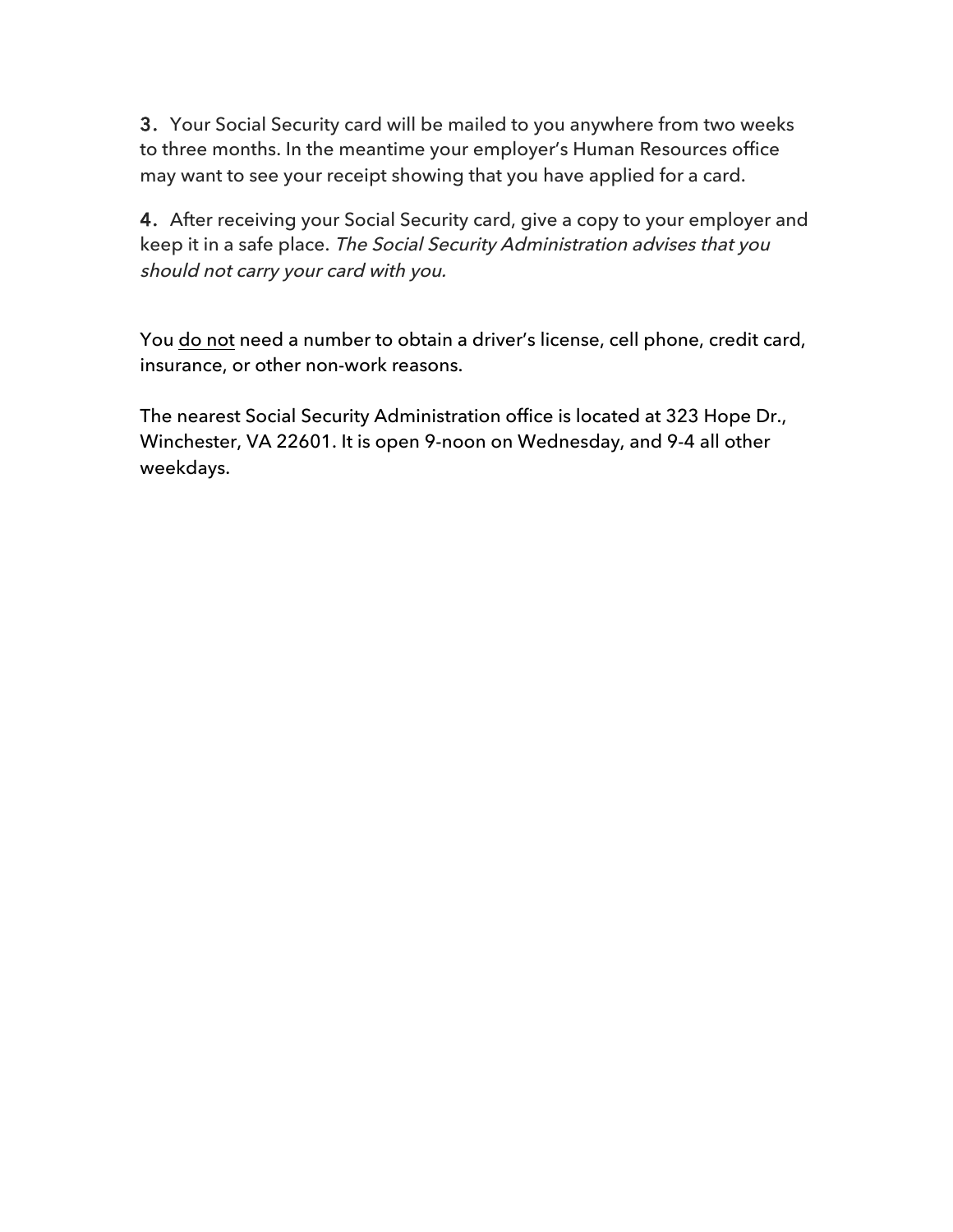**3.** Your Social Security card will be mailed to you anywhere from two weeks to three months. In the meantime your employer's Human Resources office may want to see your receipt showing that you have applied for a card.

**4.** After receiving your Social Security card, give a copy to your employer and keep it in a safe place. *The Social Security Administration advises that you should not carry your card with you.*

You <u>do not</u> need a number to obtain a driver's license, cell phone, credit card, insurance, or other non-work reasons.

The nearest Social Security Administration office is located at 323 Hope Dr., Winchester, VA 22601. It is open 9-noon on Wednesday, and 9-4 all other weekdays.